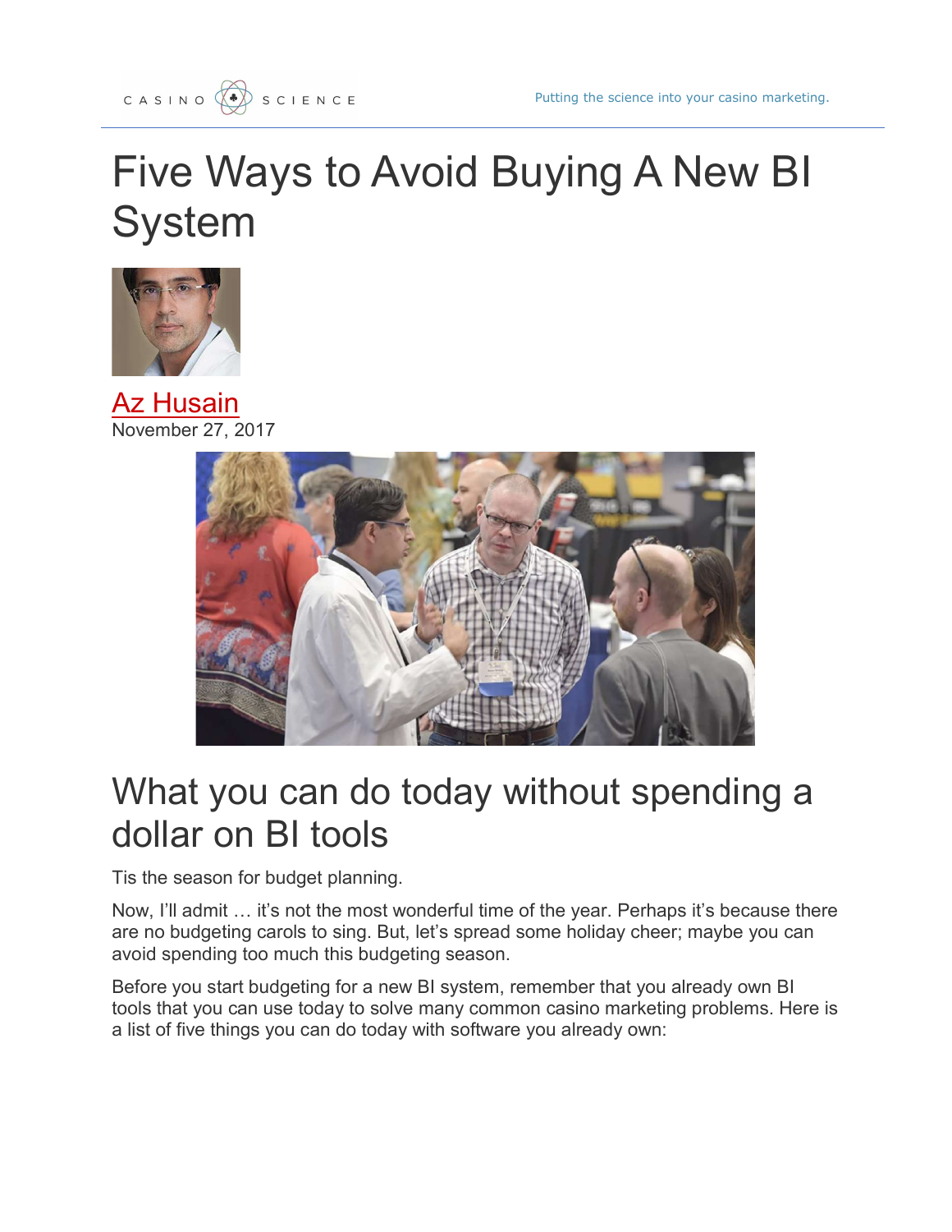CASINO SCIENCE

Putting the science into your casino marketing.

# Five Ways to Avoid Buying A New BI System

Az Husain
November 27, 2017

## What you can do today without spending a dollar on BI tools

Tis the season for budget planning.

Now, I'll admit … it's not the most wonderful time of the year. Perhaps it's because there are no budgeting carols to sing. But, let's spread some holiday cheer; maybe you can avoid spending too much this budgeting season.

Before you start budgeting for a new BI system, remember that you already own BI tools that you can use today to solve many common casino marketing problems. Here is a list of five things you can do today with software you already own: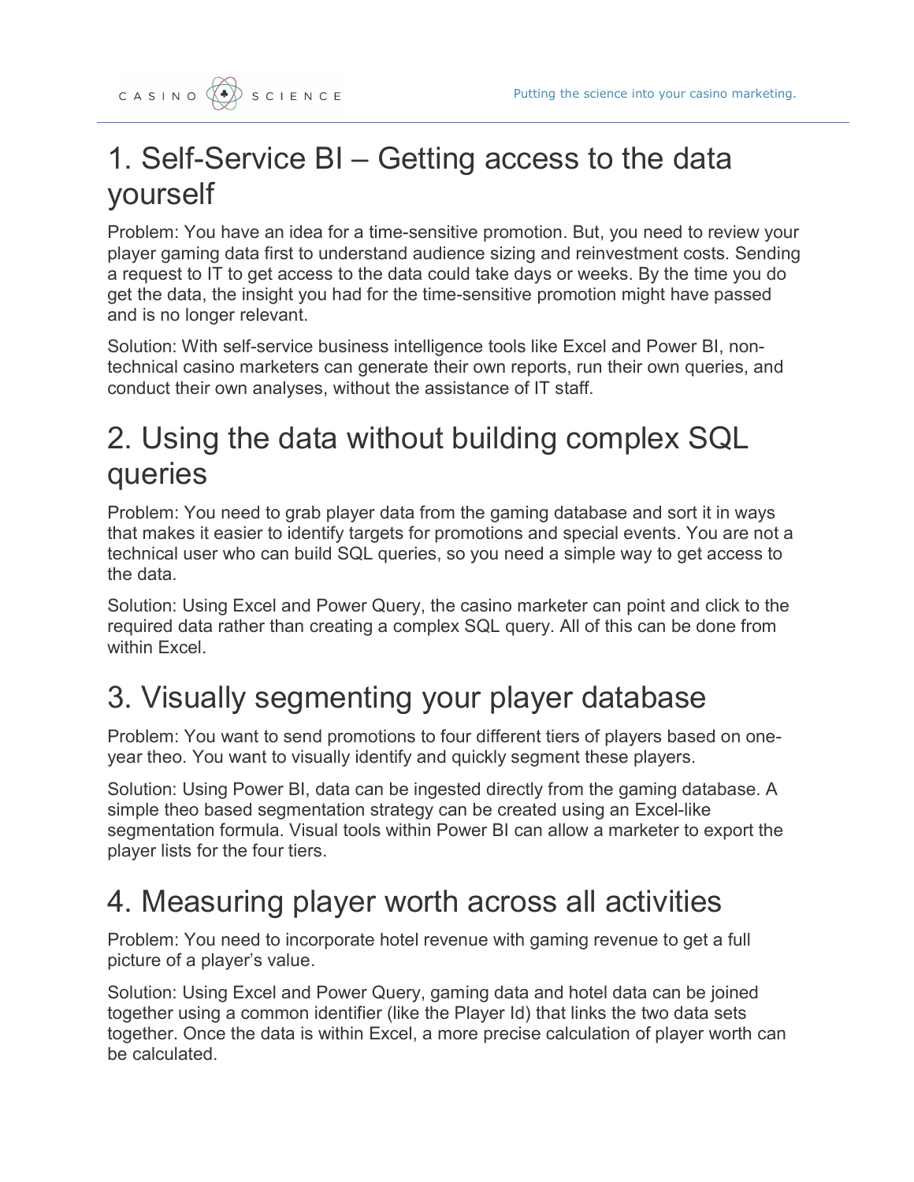# 1. Self-Service BI – Getting access to the data yourself

Problem: You have an idea for a time-sensitive promotion. But, you need to review your player gaming data first to understand audience sizing and reinvestment costs. Sending a request to IT to get access to the data could take days or weeks. By the time you do get the data, the insight you had for the time-sensitive promotion might have passed and is no longer relevant.

Solution: With self-service business intelligence tools like Excel and Power BI, non-technical casino marketers can generate their own reports, run their own queries, and conduct their own analyses, without the assistance of IT staff.

# 2. Using the data without building complex SQL queries

Problem: You need to grab player data from the gaming database and sort it in ways that makes it easier to identify targets for promotions and special events. You are not a technical user who can build SQL queries, so you need a simple way to get access to the data.

Solution: Using Excel and Power Query, the casino marketer can point and click to the required data rather than creating a complex SQL query. All of this can be done from within Excel.

# 3. Visually segmenting your player database

Problem: You want to send promotions to four different tiers of players based on one-year theo. You want to visually identify and quickly segment these players.

Solution: Using Power BI, data can be ingested directly from the gaming database. A simple theo based segmentation strategy can be created using an Excel-like segmentation formula. Visual tools within Power BI can allow a marketer to export the player lists for the four tiers.

# 4. Measuring player worth across all activities

Problem: You need to incorporate hotel revenue with gaming revenue to get a full picture of a player's value.

Solution: Using Excel and Power Query, gaming data and hotel data can be joined together using a common identifier (like the Player Id) that links the two data sets together. Once the data is within Excel, a more precise calculation of player worth can be calculated.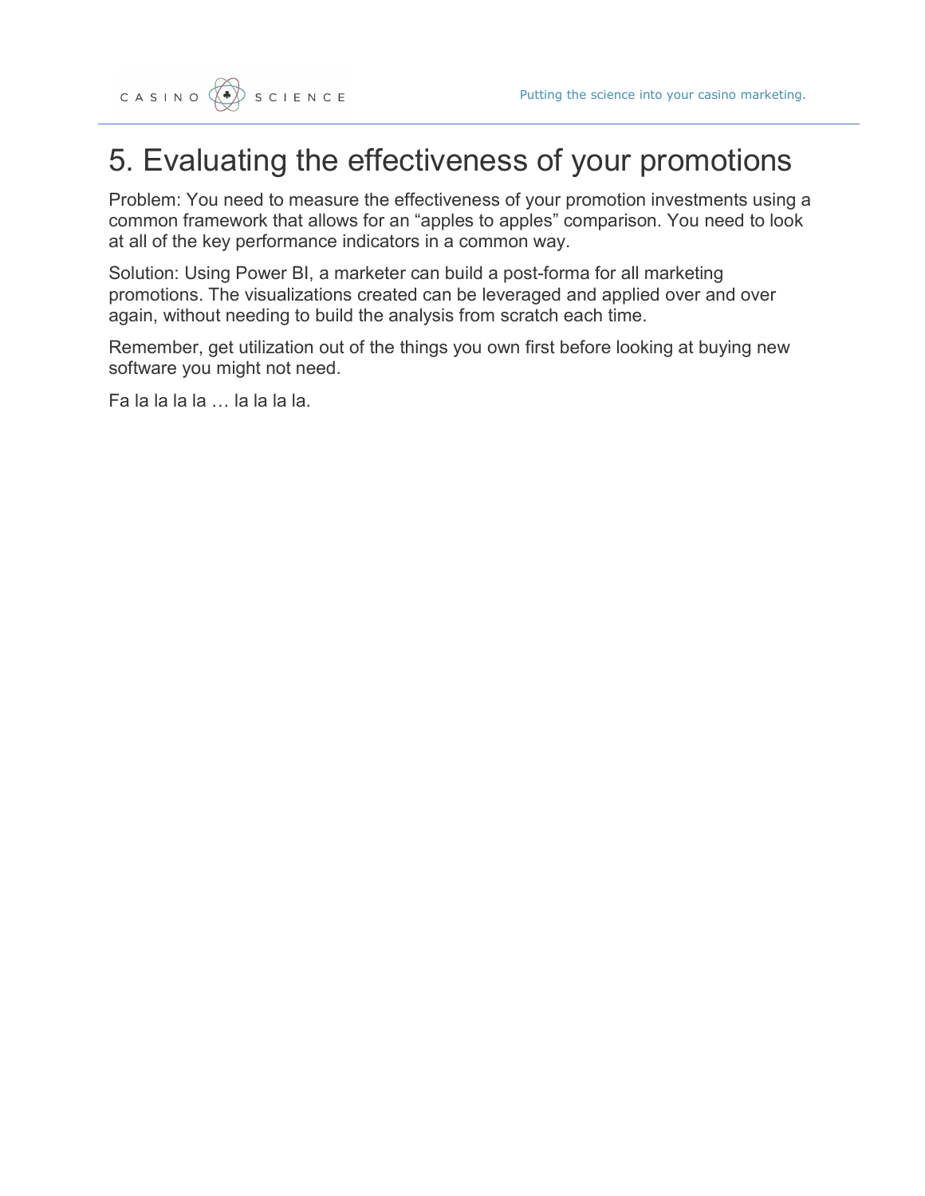# 5. Evaluating the effectiveness of your promotions

Problem: You need to measure the effectiveness of your promotion investments using a common framework that allows for an “apples to apples” comparison. You need to look at all of the key performance indicators in a common way.

Solution: Using Power BI, a marketer can build a post-forma for all marketing promotions. The visualizations created can be leveraged and applied over and over again, without needing to build the analysis from scratch each time.

Remember, get utilization out of the things you own first before looking at buying new software you might not need.

Fa la la la la … la la la la.